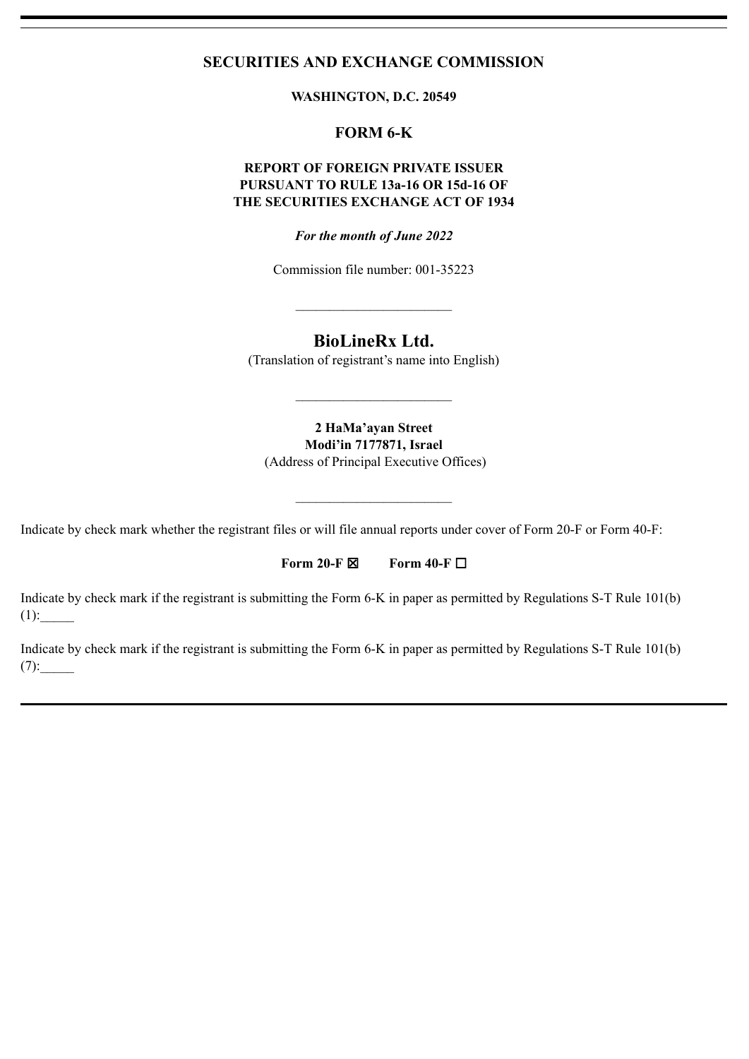# SECURITIES AND EXCHANGE COMMISSION

**WASHINGTON, D.C. 20549**

## FORM 6-K

**REPORT OF FOREIGN PRIVATE ISSUER**
**PURSUANT TO RULE 13a-16 OR 15d-16 OF**
**THE SECURITIES EXCHANGE ACT OF 1934**

***For the month of June 2022***

Commission file number: 001-35223

---

## BioLineRx Ltd.

(Translation of registrant's name into English)

---

**2 HaMa'ayan Street**
**Modi'in 7177871, Israel**
(Address of Principal Executive Offices)

---

Indicate by check mark whether the registrant files or will file annual reports under cover of Form 20-F or Form 40-F:

**Form 20-F** ☒ **Form 40-F** ☐

Indicate by check mark if the registrant is submitting the Form 6-K in paper as permitted by Regulations S-T Rule 101(b)(1):_____

Indicate by check mark if the registrant is submitting the Form 6-K in paper as permitted by Regulations S-T Rule 101(b)(7):_____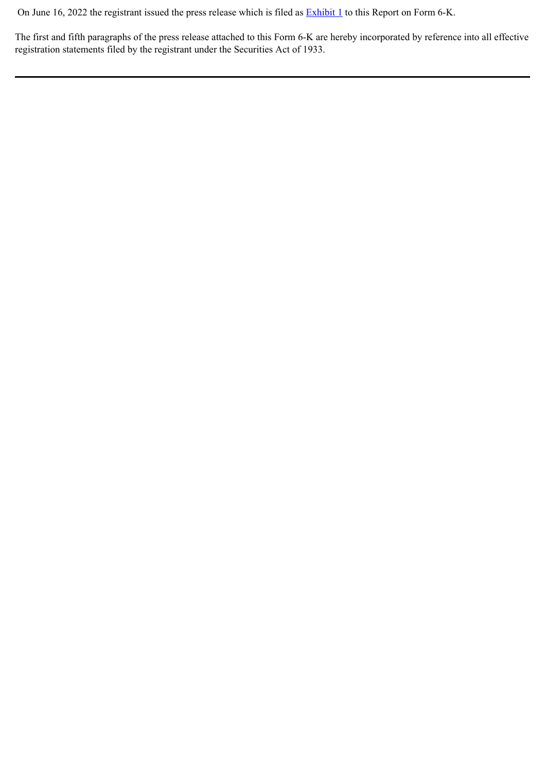On June 16, 2022 the registrant issued the press release which is filed as Exhibit 1 to this Report on Form 6-K.

The first and fifth paragraphs of the press release attached to this Form 6-K are hereby incorporated by reference into all effective registration statements filed by the registrant under the Securities Act of 1933.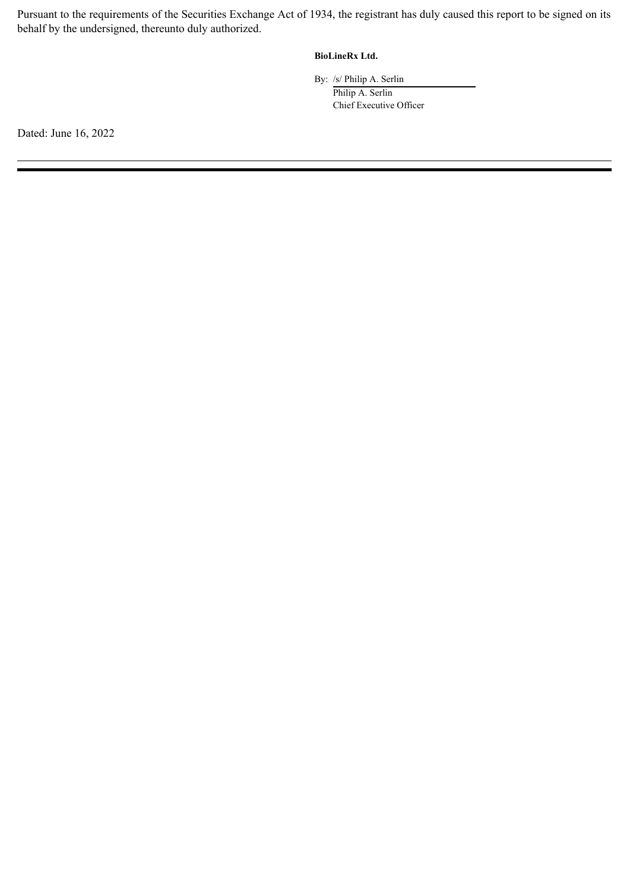Pursuant to the requirements of the Securities Exchange Act of 1934, the registrant has duly caused this report to be signed on its behalf by the undersigned, thereunto duly authorized.

**BioLineRx Ltd.**

By: /s/ Philip A. Serlin  
Philip A. Serlin  
Chief Executive Officer

Dated: June 16, 2022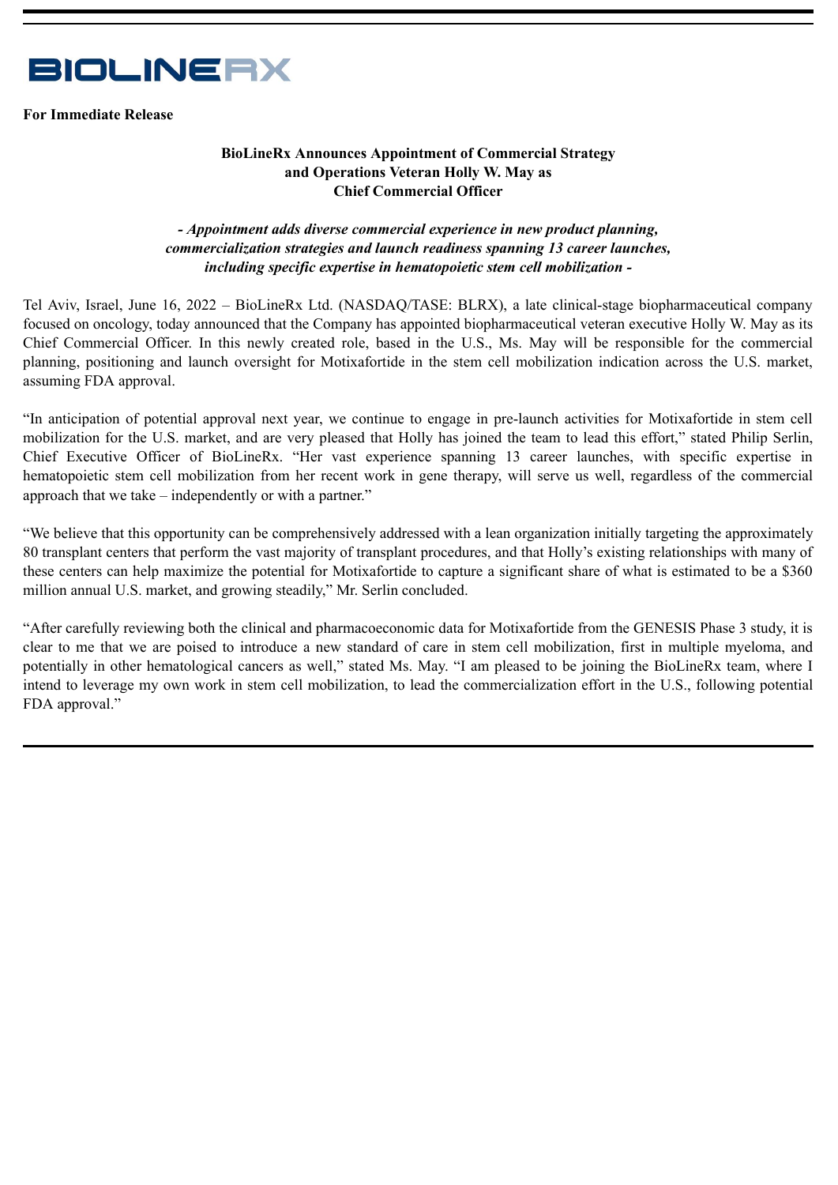BIOLINERX

**For Immediate Release**

**BioLineRx Announces Appointment of Commercial Strategy and Operations Veteran Holly W. May as Chief Commercial Officer**

***- Appointment adds diverse commercial experience in new product planning, commercialization strategies and launch readiness spanning 13 career launches, including specific expertise in hematopoietic stem cell mobilization -***

Tel Aviv, Israel, June 16, 2022 – BioLineRx Ltd. (NASDAQ/TASE: BLRX), a late clinical-stage biopharmaceutical company focused on oncology, today announced that the Company has appointed biopharmaceutical veteran executive Holly W. May as its Chief Commercial Officer. In this newly created role, based in the U.S., Ms. May will be responsible for the commercial planning, positioning and launch oversight for Motixafortide in the stem cell mobilization indication across the U.S. market, assuming FDA approval.

"In anticipation of potential approval next year, we continue to engage in pre-launch activities for Motixafortide in stem cell mobilization for the U.S. market, and are very pleased that Holly has joined the team to lead this effort," stated Philip Serlin, Chief Executive Officer of BioLineRx. "Her vast experience spanning 13 career launches, with specific expertise in hematopoietic stem cell mobilization from her recent work in gene therapy, will serve us well, regardless of the commercial approach that we take – independently or with a partner."

"We believe that this opportunity can be comprehensively addressed with a lean organization initially targeting the approximately 80 transplant centers that perform the vast majority of transplant procedures, and that Holly's existing relationships with many of these centers can help maximize the potential for Motixafortide to capture a significant share of what is estimated to be a $360 million annual U.S. market, and growing steadily," Mr. Serlin concluded.

"After carefully reviewing both the clinical and pharmacoeconomic data for Motixafortide from the GENESIS Phase 3 study, it is clear to me that we are poised to introduce a new standard of care in stem cell mobilization, first in multiple myeloma, and potentially in other hematological cancers as well," stated Ms. May. "I am pleased to be joining the BioLineRx team, where I intend to leverage my own work in stem cell mobilization, to lead the commercialization effort in the U.S., following potential FDA approval."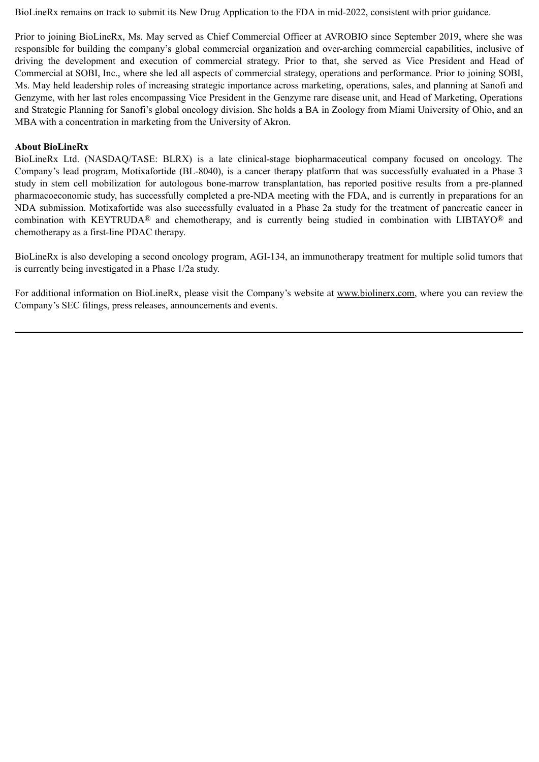BioLineRx remains on track to submit its New Drug Application to the FDA in mid-2022, consistent with prior guidance.

Prior to joining BioLineRx, Ms. May served as Chief Commercial Officer at AVROBIO since September 2019, where she was responsible for building the company's global commercial organization and over-arching commercial capabilities, inclusive of driving the development and execution of commercial strategy. Prior to that, she served as Vice President and Head of Commercial at SOBI, Inc., where she led all aspects of commercial strategy, operations and performance. Prior to joining SOBI, Ms. May held leadership roles of increasing strategic importance across marketing, operations, sales, and planning at Sanofi and Genzyme, with her last roles encompassing Vice President in the Genzyme rare disease unit, and Head of Marketing, Operations and Strategic Planning for Sanofi's global oncology division. She holds a BA in Zoology from Miami University of Ohio, and an MBA with a concentration in marketing from the University of Akron.

**About BioLineRx**

BioLineRx Ltd. (NASDAQ/TASE: BLRX) is a late clinical-stage biopharmaceutical company focused on oncology. The Company's lead program, Motixafortide (BL-8040), is a cancer therapy platform that was successfully evaluated in a Phase 3 study in stem cell mobilization for autologous bone-marrow transplantation, has reported positive results from a pre-planned pharmacoeconomic study, has successfully completed a pre-NDA meeting with the FDA, and is currently in preparations for an NDA submission. Motixafortide was also successfully evaluated in a Phase 2a study for the treatment of pancreatic cancer in combination with KEYTRUDA® and chemotherapy, and is currently being studied in combination with LIBTAYO® and chemotherapy as a first-line PDAC therapy.

BioLineRx is also developing a second oncology program, AGI-134, an immunotherapy treatment for multiple solid tumors that is currently being investigated in a Phase 1/2a study.

For additional information on BioLineRx, please visit the Company's website at www.biolinerx.com, where you can review the Company's SEC filings, press releases, announcements and events.

---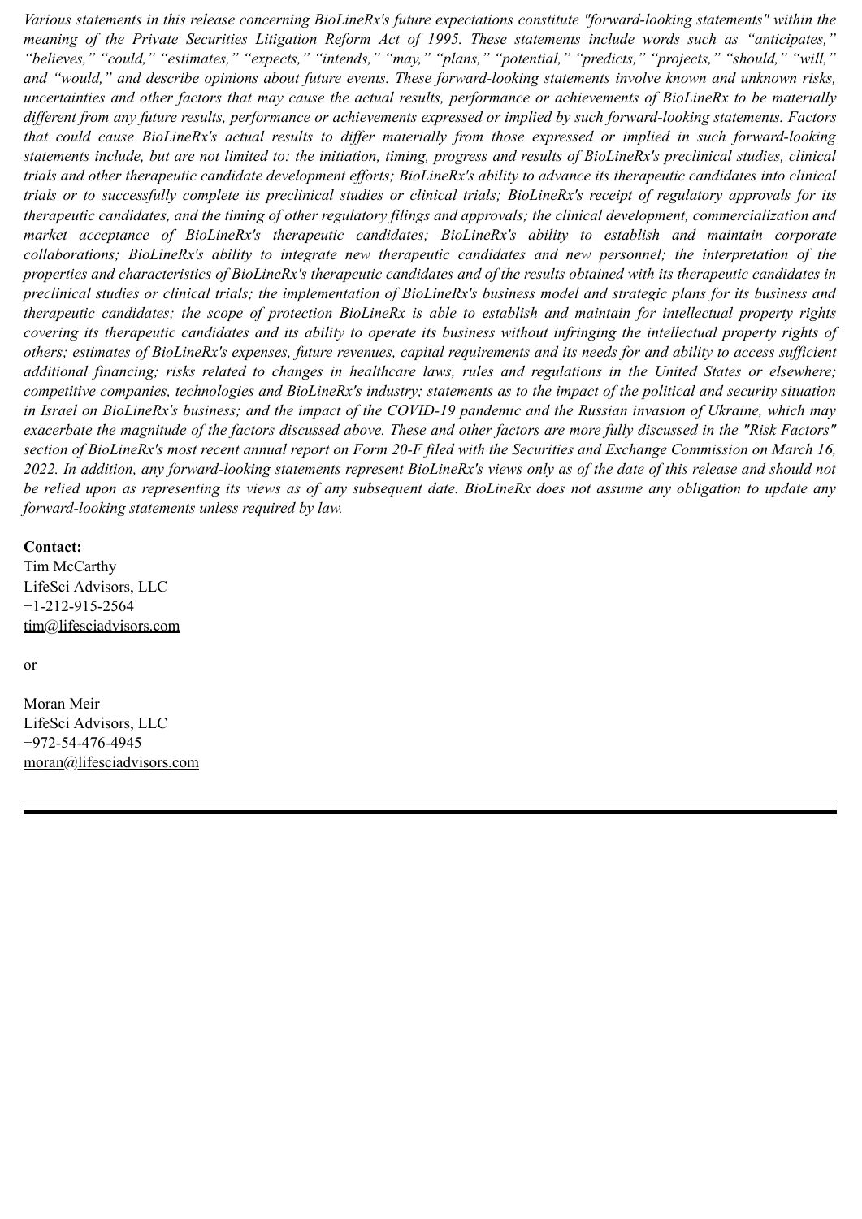*Various statements in this release concerning BioLineRx's future expectations constitute "forward-looking statements" within the meaning of the Private Securities Litigation Reform Act of 1995. These statements include words such as "anticipates," "believes," "could," "estimates," "expects," "intends," "may," "plans," "potential," "predicts," "projects," "should," "will," and "would," and describe opinions about future events. These forward-looking statements involve known and unknown risks, uncertainties and other factors that may cause the actual results, performance or achievements of BioLineRx to be materially different from any future results, performance or achievements expressed or implied by such forward-looking statements. Factors that could cause BioLineRx's actual results to differ materially from those expressed or implied in such forward-looking statements include, but are not limited to: the initiation, timing, progress and results of BioLineRx's preclinical studies, clinical trials and other therapeutic candidate development efforts; BioLineRx's ability to advance its therapeutic candidates into clinical trials or to successfully complete its preclinical studies or clinical trials; BioLineRx's receipt of regulatory approvals for its therapeutic candidates, and the timing of other regulatory filings and approvals; the clinical development, commercialization and market acceptance of BioLineRx's therapeutic candidates; BioLineRx's ability to establish and maintain corporate collaborations; BioLineRx's ability to integrate new therapeutic candidates and new personnel; the interpretation of the properties and characteristics of BioLineRx's therapeutic candidates and of the results obtained with its therapeutic candidates in preclinical studies or clinical trials; the implementation of BioLineRx's business model and strategic plans for its business and therapeutic candidates; the scope of protection BioLineRx is able to establish and maintain for intellectual property rights covering its therapeutic candidates and its ability to operate its business without infringing the intellectual property rights of others; estimates of BioLineRx's expenses, future revenues, capital requirements and its needs for and ability to access sufficient additional financing; risks related to changes in healthcare laws, rules and regulations in the United States or elsewhere; competitive companies, technologies and BioLineRx's industry; statements as to the impact of the political and security situation in Israel on BioLineRx's business; and the impact of the COVID-19 pandemic and the Russian invasion of Ukraine, which may exacerbate the magnitude of the factors discussed above. These and other factors are more fully discussed in the "Risk Factors" section of BioLineRx's most recent annual report on Form 20-F filed with the Securities and Exchange Commission on March 16, 2022. In addition, any forward-looking statements represent BioLineRx's views only as of the date of this release and should not be relied upon as representing its views as of any subsequent date. BioLineRx does not assume any obligation to update any forward-looking statements unless required by law.*

**Contact:**
Tim McCarthy
LifeSci Advisors, LLC
+1-212-915-2564
tim@lifesciadvisors.com

or

Moran Meir
LifeSci Advisors, LLC
+972-54-476-4945
moran@lifesciadvisors.com